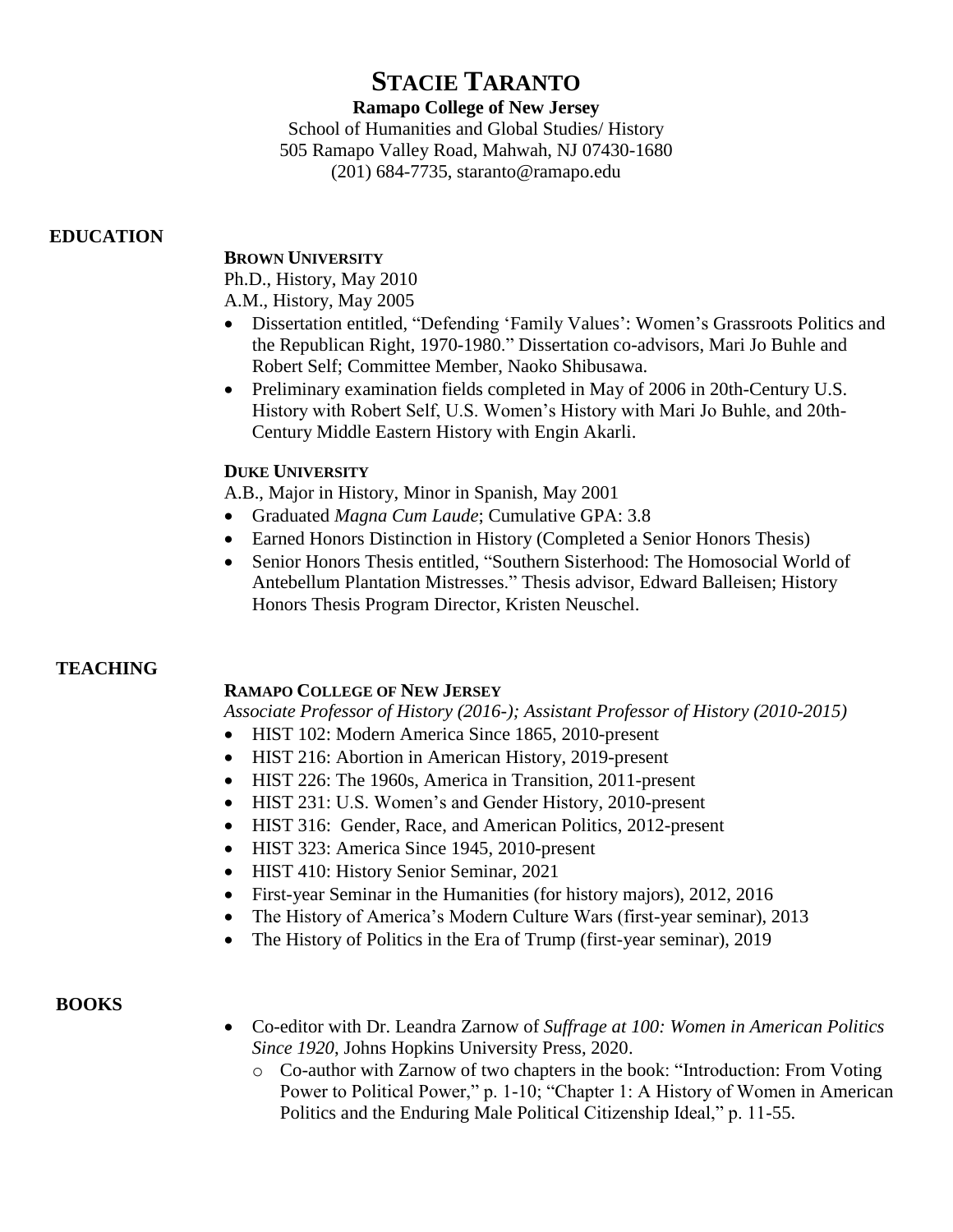# STACIE TARANTO

**Ramapo College of New Jersey**
School of Humanities and Global Studies/ History
505 Ramapo Valley Road, Mahwah, NJ 07430-1680
(201) 684-7735, staranto@ramapo.edu

## EDUCATION

### BROWN UNIVERSITY

Ph.D., History, May 2010
A.M., History, May 2005

- Dissertation entitled, "Defending 'Family Values': Women's Grassroots Politics and the Republican Right, 1970-1980." Dissertation co-advisors, Mari Jo Buhle and Robert Self; Committee Member, Naoko Shibusawa.
- Preliminary examination fields completed in May of 2006 in 20th-Century U.S. History with Robert Self, U.S. Women's History with Mari Jo Buhle, and 20th-Century Middle Eastern History with Engin Akarli.

### DUKE UNIVERSITY

A.B., Major in History, Minor in Spanish, May 2001

- Graduated *Magna Cum Laude*; Cumulative GPA: 3.8
- Earned Honors Distinction in History (Completed a Senior Honors Thesis)
- Senior Honors Thesis entitled, "Southern Sisterhood: The Homosocial World of Antebellum Plantation Mistresses." Thesis advisor, Edward Balleisen; History Honors Thesis Program Director, Kristen Neuschel.

## TEACHING

### RAMAPO COLLEGE OF NEW JERSEY

*Associate Professor of History (2016-); Assistant Professor of History (2010-2015)*

- HIST 102: Modern America Since 1865, 2010-present
- HIST 216: Abortion in American History, 2019-present
- HIST 226: The 1960s, America in Transition, 2011-present
- HIST 231: U.S. Women's and Gender History, 2010-present
- HIST 316: Gender, Race, and American Politics, 2012-present
- HIST 323: America Since 1945, 2010-present
- HIST 410: History Senior Seminar, 2021
- First-year Seminar in the Humanities (for history majors), 2012, 2016
- The History of America's Modern Culture Wars (first-year seminar), 2013
- The History of Politics in the Era of Trump (first-year seminar), 2019

## BOOKS

- Co-editor with Dr. Leandra Zarnow of *Suffrage at 100: Women in American Politics Since 1920*, Johns Hopkins University Press, 2020.
  - Co-author with Zarnow of two chapters in the book: "Introduction: From Voting Power to Political Power," p. 1-10; "Chapter 1: A History of Women in American Politics and the Enduring Male Political Citizenship Ideal," p. 11-55.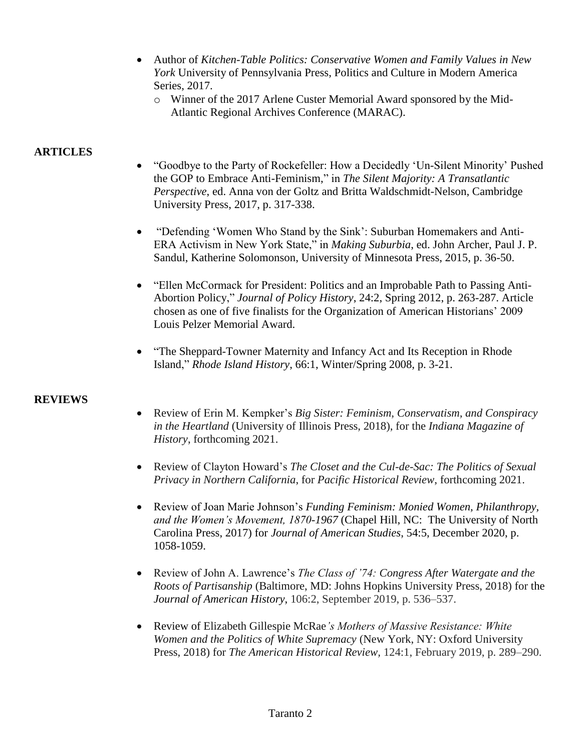- Author of *Kitchen-Table Politics: Conservative Women and Family Values in New York* University of Pennsylvania Press, Politics and Culture in Modern America Series, 2017.
  - Winner of the 2017 Arlene Custer Memorial Award sponsored by the Mid-Atlantic Regional Archives Conference (MARAC).

**ARTICLES**

- "Goodbye to the Party of Rockefeller: How a Decidedly 'Un-Silent Minority' Pushed the GOP to Embrace Anti-Feminism," in *The Silent Majority: A Transatlantic Perspective*, ed. Anna von der Goltz and Britta Waldschmidt-Nelson, Cambridge University Press, 2017, p. 317-338.

- "Defending 'Women Who Stand by the Sink': Suburban Homemakers and Anti-ERA Activism in New York State," in *Making Suburbia*, ed. John Archer, Paul J. P. Sandul, Katherine Solomonson, University of Minnesota Press, 2015, p. 36-50.

- "Ellen McCormack for President: Politics and an Improbable Path to Passing Anti-Abortion Policy," *Journal of Policy History*, 24:2, Spring 2012, p. 263-287. Article chosen as one of five finalists for the Organization of American Historians' 2009 Louis Pelzer Memorial Award.

- "The Sheppard-Towner Maternity and Infancy Act and Its Reception in Rhode Island," *Rhode Island History*, 66:1, Winter/Spring 2008, p. 3-21.

**REVIEWS**

- Review of Erin M. Kempker's *Big Sister: Feminism, Conservatism, and Conspiracy in the Heartland* (University of Illinois Press, 2018), for the *Indiana Magazine of History*, forthcoming 2021.

- Review of Clayton Howard's *The Closet and the Cul-de-Sac: The Politics of Sexual Privacy in Northern California*, for *Pacific Historical Review*, forthcoming 2021.

- Review of Joan Marie Johnson's *Funding Feminism: Monied Women, Philanthropy, and the Women's Movement, 1870-1967* (Chapel Hill, NC: The University of North Carolina Press, 2017) for *Journal of American Studies*, 54:5, December 2020, p. 1058-1059.

- Review of John A. Lawrence's *The Class of '74: Congress After Watergate and the Roots of Partisanship* (Baltimore, MD: Johns Hopkins University Press, 2018) for the *Journal of American History*, 106:2, September 2019, p. 536–537.

- Review of Elizabeth Gillespie McRae*'s Mothers of Massive Resistance: White Women and the Politics of White Supremacy* (New York, NY: Oxford University Press, 2018) for *The American Historical Review*, 124:1, February 2019, p. 289–290.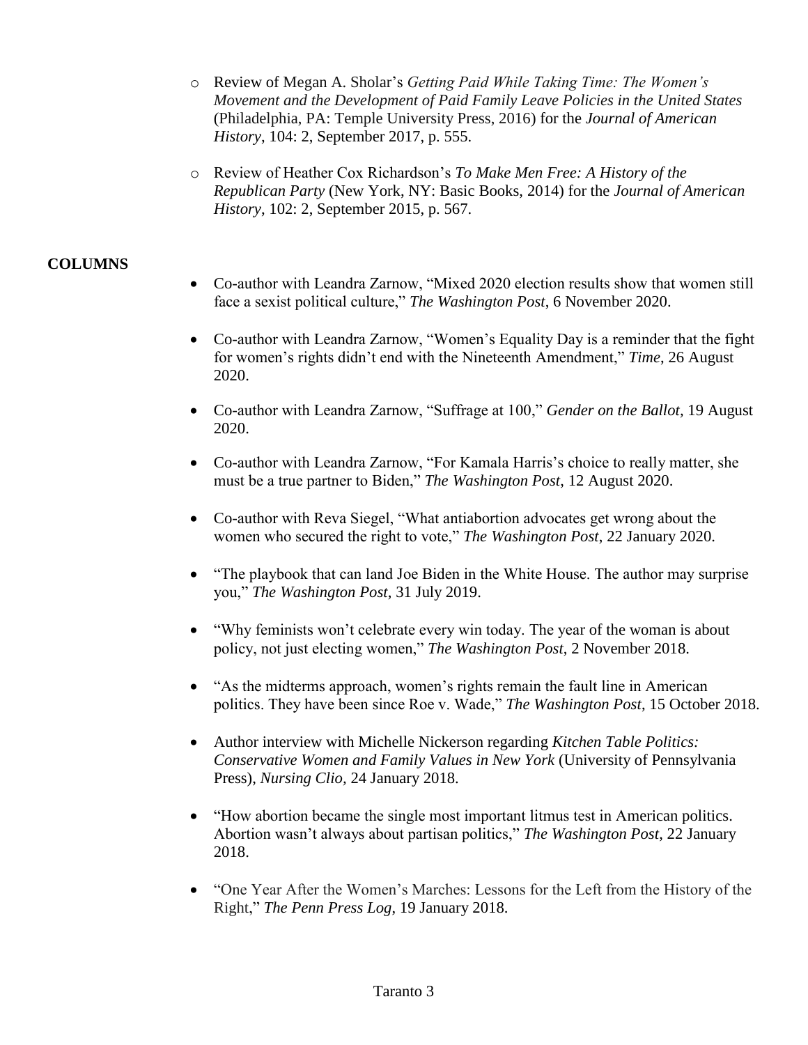- Review of Megan A. Sholar's *Getting Paid While Taking Time: The Women's Movement and the Development of Paid Family Leave Policies in the United States* (Philadelphia, PA: Temple University Press, 2016) for the *Journal of American History*, 104: 2, September 2017, p. 555.

- Review of Heather Cox Richardson's *To Make Men Free: A History of the Republican Party* (New York, NY: Basic Books, 2014) for the *Journal of American History*, 102: 2, September 2015, p. 567.

## COLUMNS

- Co-author with Leandra Zarnow, "Mixed 2020 election results show that women still face a sexist political culture," *The Washington Post*, 6 November 2020.

- Co-author with Leandra Zarnow, "Women's Equality Day is a reminder that the fight for women's rights didn't end with the Nineteenth Amendment," *Time*, 26 August 2020.

- Co-author with Leandra Zarnow, "Suffrage at 100," *Gender on the Ballot*, 19 August 2020.

- Co-author with Leandra Zarnow, "For Kamala Harris's choice to really matter, she must be a true partner to Biden," *The Washington Post*, 12 August 2020.

- Co-author with Reva Siegel, "What antiabortion advocates get wrong about the women who secured the right to vote," *The Washington Post*, 22 January 2020.

- "The playbook that can land Joe Biden in the White House. The author may surprise you," *The Washington Post*, 31 July 2019.

- "Why feminists won't celebrate every win today. The year of the woman is about policy, not just electing women," *The Washington Post*, 2 November 2018.

- "As the midterms approach, women's rights remain the fault line in American politics. They have been since Roe v. Wade," *The Washington Post*, 15 October 2018.

- Author interview with Michelle Nickerson regarding *Kitchen Table Politics: Conservative Women and Family Values in New York* (University of Pennsylvania Press), *Nursing Clio*, 24 January 2018.

- "How abortion became the single most important litmus test in American politics. Abortion wasn't always about partisan politics," *The Washington Post*, 22 January 2018.

- "One Year After the Women's Marches: Lessons for the Left from the History of the Right," *The Penn Press Log*, 19 January 2018.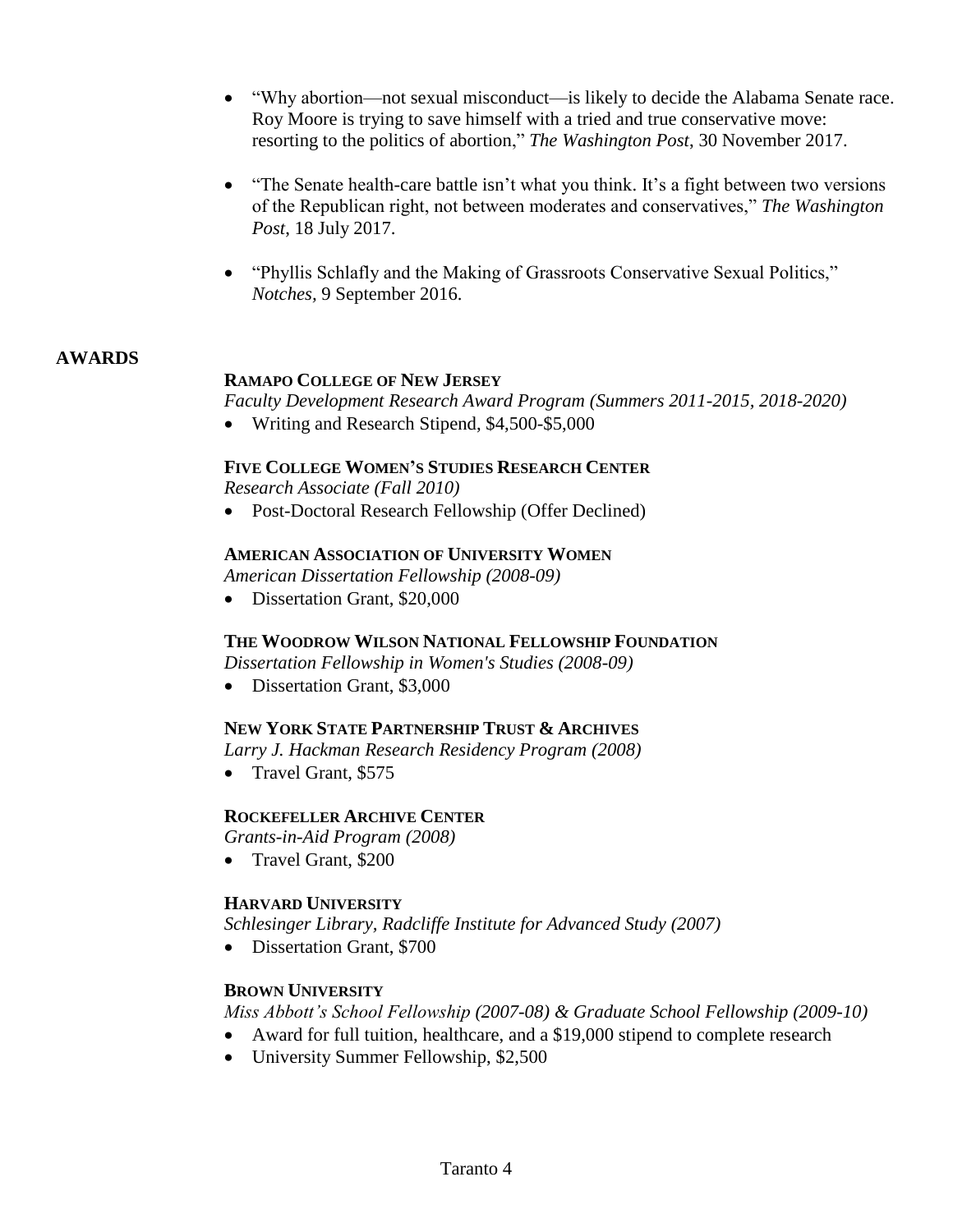- "Why abortion—not sexual misconduct—is likely to decide the Alabama Senate race. Roy Moore is trying to save himself with a tried and true conservative move: resorting to the politics of abortion," *The Washington Post*, 30 November 2017.

- "The Senate health-care battle isn't what you think. It's a fight between two versions of the Republican right, not between moderates and conservatives," *The Washington Post*, 18 July 2017.

- "Phyllis Schlafly and the Making of Grassroots Conservative Sexual Politics," *Notches,* 9 September 2016.

## AWARDS

**RAMAPO COLLEGE OF NEW JERSEY**
*Faculty Development Research Award Program (Summers 2011-2015, 2018-2020)*
- Writing and Research Stipend, $4,500-$5,000

**FIVE COLLEGE WOMEN'S STUDIES RESEARCH CENTER**
*Research Associate (Fall 2010)*
- Post-Doctoral Research Fellowship (Offer Declined)

**AMERICAN ASSOCIATION OF UNIVERSITY WOMEN**
*American Dissertation Fellowship (2008-09)*
- Dissertation Grant, $20,000

**THE WOODROW WILSON NATIONAL FELLOWSHIP FOUNDATION**
*Dissertation Fellowship in Women's Studies (2008-09)*
- Dissertation Grant, $3,000

**NEW YORK STATE PARTNERSHIP TRUST & ARCHIVES**
*Larry J. Hackman Research Residency Program (2008)*
- Travel Grant, $575

**ROCKEFELLER ARCHIVE CENTER**
*Grants-in-Aid Program (2008)*
- Travel Grant, $200

**HARVARD UNIVERSITY**
*Schlesinger Library, Radcliffe Institute for Advanced Study (2007)*
- Dissertation Grant, $700

**BROWN UNIVERSITY**
*Miss Abbott's School Fellowship (2007-08) & Graduate School Fellowship (2009-10)*
- Award for full tuition, healthcare, and a $19,000 stipend to complete research
- University Summer Fellowship, $2,500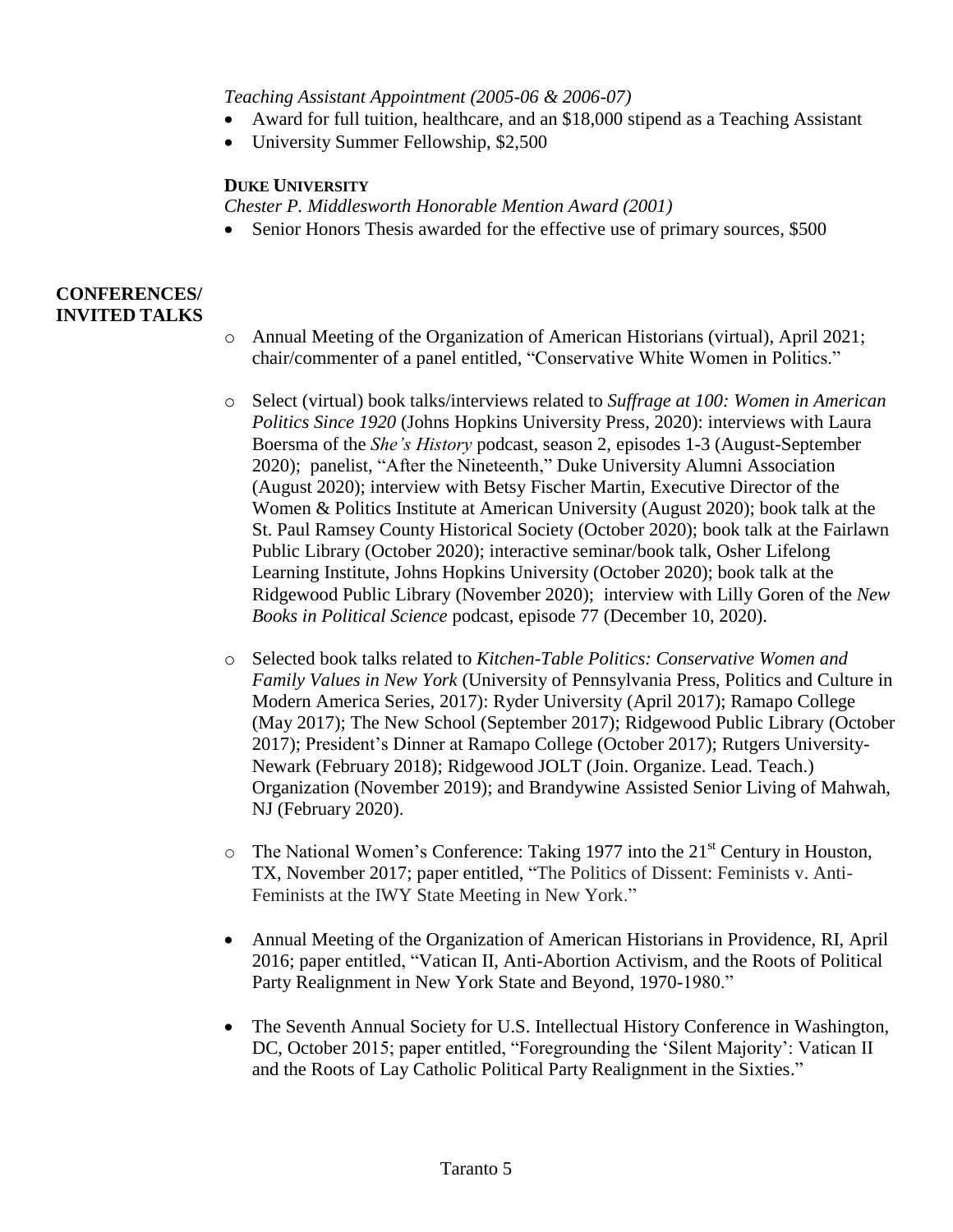*Teaching Assistant Appointment (2005-06 & 2006-07)*

- Award for full tuition, healthcare, and an $18,000 stipend as a Teaching Assistant
- University Summer Fellowship, $2,500

**DUKE UNIVERSITY**

*Chester P. Middlesworth Honorable Mention Award (2001)*

- Senior Honors Thesis awarded for the effective use of primary sources, $500

## CONFERENCES/ INVITED TALKS

- Annual Meeting of the Organization of American Historians (virtual), April 2021; chair/commenter of a panel entitled, "Conservative White Women in Politics."

- Select (virtual) book talks/interviews related to *Suffrage at 100: Women in American Politics Since 1920* (Johns Hopkins University Press, 2020): interviews with Laura Boersma of the *She's History* podcast, season 2, episodes 1-3 (August-September 2020); panelist, "After the Nineteenth," Duke University Alumni Association (August 2020); interview with Betsy Fischer Martin, Executive Director of the Women & Politics Institute at American University (August 2020); book talk at the St. Paul Ramsey County Historical Society (October 2020); book talk at the Fairlawn Public Library (October 2020); interactive seminar/book talk, Osher Lifelong Learning Institute, Johns Hopkins University (October 2020); book talk at the Ridgewood Public Library (November 2020); interview with Lilly Goren of the *New Books in Political Science* podcast, episode 77 (December 10, 2020).

- Selected book talks related to *Kitchen-Table Politics: Conservative Women and Family Values in New York* (University of Pennsylvania Press, Politics and Culture in Modern America Series, 2017): Ryder University (April 2017); Ramapo College (May 2017); The New School (September 2017); Ridgewood Public Library (October 2017); President's Dinner at Ramapo College (October 2017); Rutgers University-Newark (February 2018); Ridgewood JOLT (Join. Organize. Lead. Teach.) Organization (November 2019); and Brandywine Assisted Senior Living of Mahwah, NJ (February 2020).

- The National Women's Conference: Taking 1977 into the 21st Century in Houston, TX, November 2017; paper entitled, "The Politics of Dissent: Feminists v. Anti-Feminists at the IWY State Meeting in New York."

- Annual Meeting of the Organization of American Historians in Providence, RI, April 2016; paper entitled, "Vatican II, Anti-Abortion Activism, and the Roots of Political Party Realignment in New York State and Beyond, 1970-1980."

- The Seventh Annual Society for U.S. Intellectual History Conference in Washington, DC, October 2015; paper entitled, "Foregrounding the 'Silent Majority': Vatican II and the Roots of Lay Catholic Political Party Realignment in the Sixties."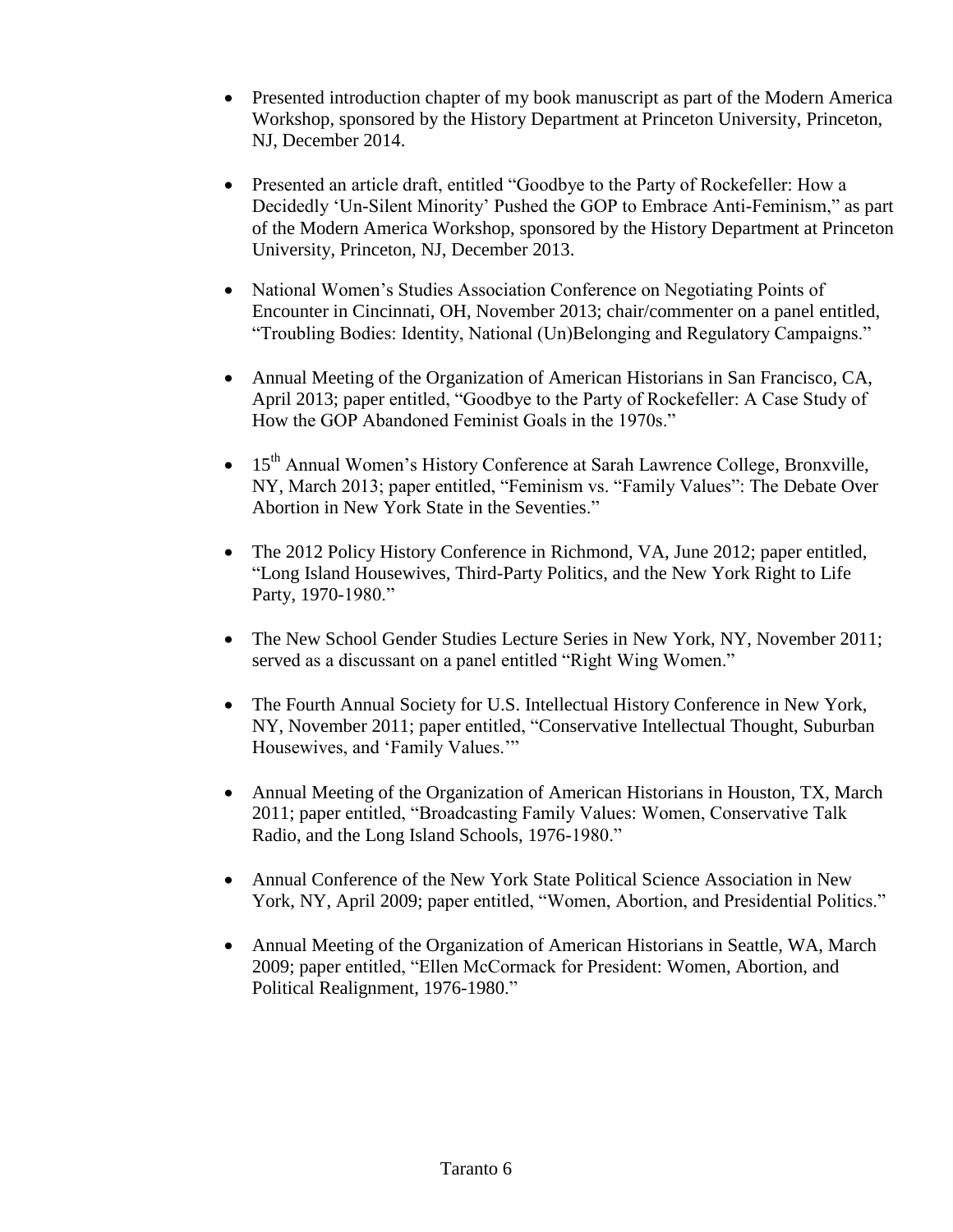- Presented introduction chapter of my book manuscript as part of the Modern America Workshop, sponsored by the History Department at Princeton University, Princeton, NJ, December 2014.

- Presented an article draft, entitled "Goodbye to the Party of Rockefeller: How a Decidedly 'Un-Silent Minority' Pushed the GOP to Embrace Anti-Feminism," as part of the Modern America Workshop, sponsored by the History Department at Princeton University, Princeton, NJ, December 2013.

- National Women's Studies Association Conference on Negotiating Points of Encounter in Cincinnati, OH, November 2013; chair/commenter on a panel entitled, "Troubling Bodies: Identity, National (Un)Belonging and Regulatory Campaigns."

- Annual Meeting of the Organization of American Historians in San Francisco, CA, April 2013; paper entitled, "Goodbye to the Party of Rockefeller: A Case Study of How the GOP Abandoned Feminist Goals in the 1970s."

- 15th Annual Women's History Conference at Sarah Lawrence College, Bronxville, NY, March 2013; paper entitled, "Feminism vs. "Family Values": The Debate Over Abortion in New York State in the Seventies."

- The 2012 Policy History Conference in Richmond, VA, June 2012; paper entitled, "Long Island Housewives, Third-Party Politics, and the New York Right to Life Party, 1970-1980."

- The New School Gender Studies Lecture Series in New York, NY, November 2011; served as a discussant on a panel entitled "Right Wing Women."

- The Fourth Annual Society for U.S. Intellectual History Conference in New York, NY, November 2011; paper entitled, "Conservative Intellectual Thought, Suburban Housewives, and 'Family Values.'"

- Annual Meeting of the Organization of American Historians in Houston, TX, March 2011; paper entitled, "Broadcasting Family Values: Women, Conservative Talk Radio, and the Long Island Schools, 1976-1980."

- Annual Conference of the New York State Political Science Association in New York, NY, April 2009; paper entitled, "Women, Abortion, and Presidential Politics."

- Annual Meeting of the Organization of American Historians in Seattle, WA, March 2009; paper entitled, "Ellen McCormack for President: Women, Abortion, and Political Realignment, 1976-1980."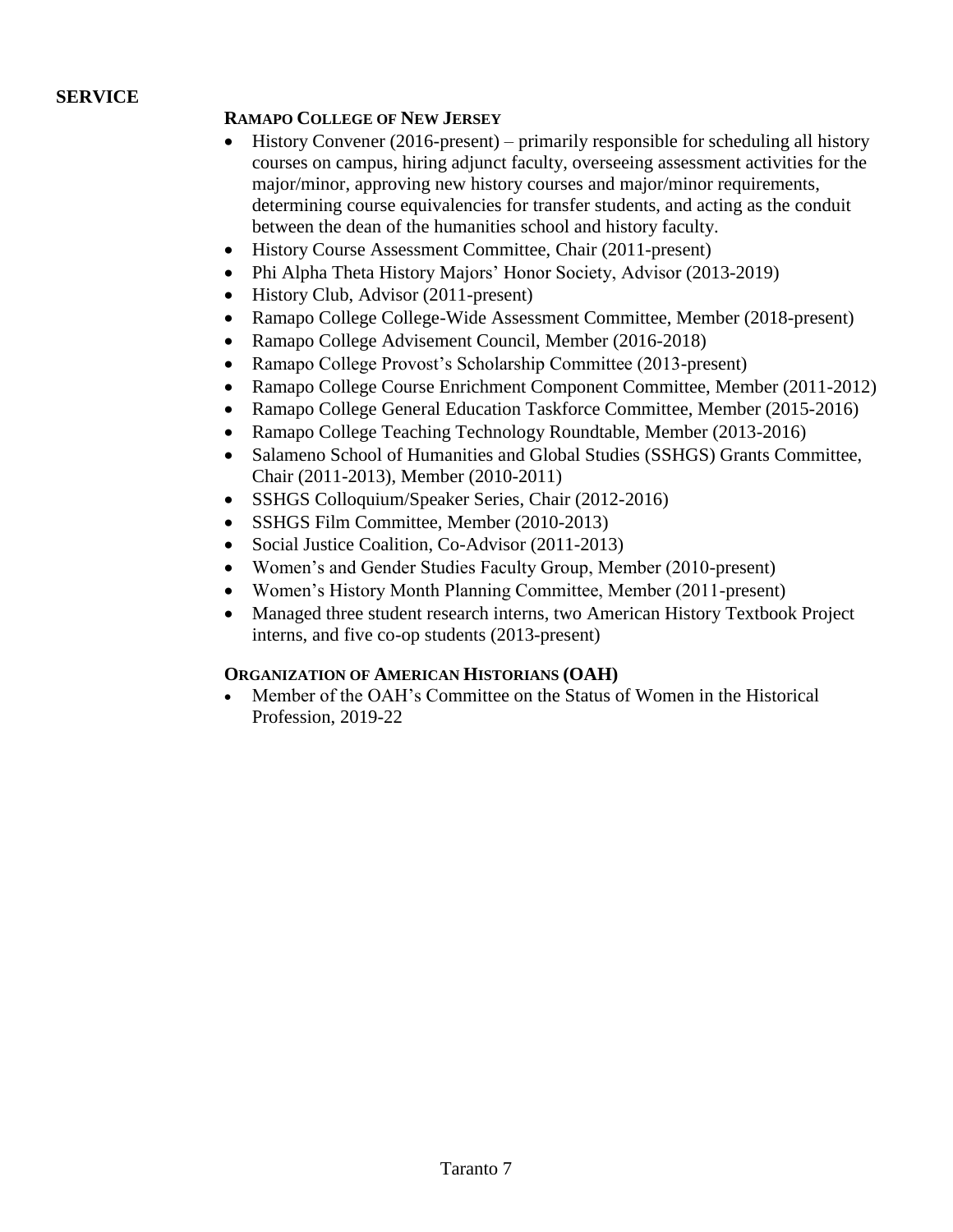## SERVICE

### RAMAPO COLLEGE OF NEW JERSEY

- History Convener (2016-present) – primarily responsible for scheduling all history courses on campus, hiring adjunct faculty, overseeing assessment activities for the major/minor, approving new history courses and major/minor requirements, determining course equivalencies for transfer students, and acting as the conduit between the dean of the humanities school and history faculty.
- History Course Assessment Committee, Chair (2011-present)
- Phi Alpha Theta History Majors' Honor Society, Advisor (2013-2019)
- History Club, Advisor (2011-present)
- Ramapo College College-Wide Assessment Committee, Member (2018-present)
- Ramapo College Advisement Council, Member (2016-2018)
- Ramapo College Provost's Scholarship Committee (2013-present)
- Ramapo College Course Enrichment Component Committee, Member (2011-2012)
- Ramapo College General Education Taskforce Committee, Member (2015-2016)
- Ramapo College Teaching Technology Roundtable, Member (2013-2016)
- Salameno School of Humanities and Global Studies (SSHGS) Grants Committee, Chair (2011-2013), Member (2010-2011)
- SSHGS Colloquium/Speaker Series, Chair (2012-2016)
- SSHGS Film Committee, Member (2010-2013)
- Social Justice Coalition, Co-Advisor (2011-2013)
- Women's and Gender Studies Faculty Group, Member (2010-present)
- Women's History Month Planning Committee, Member (2011-present)
- Managed three student research interns, two American History Textbook Project interns, and five co-op students (2013-present)

### ORGANIZATION OF AMERICAN HISTORIANS (OAH)

- Member of the OAH's Committee on the Status of Women in the Historical Profession, 2019-22